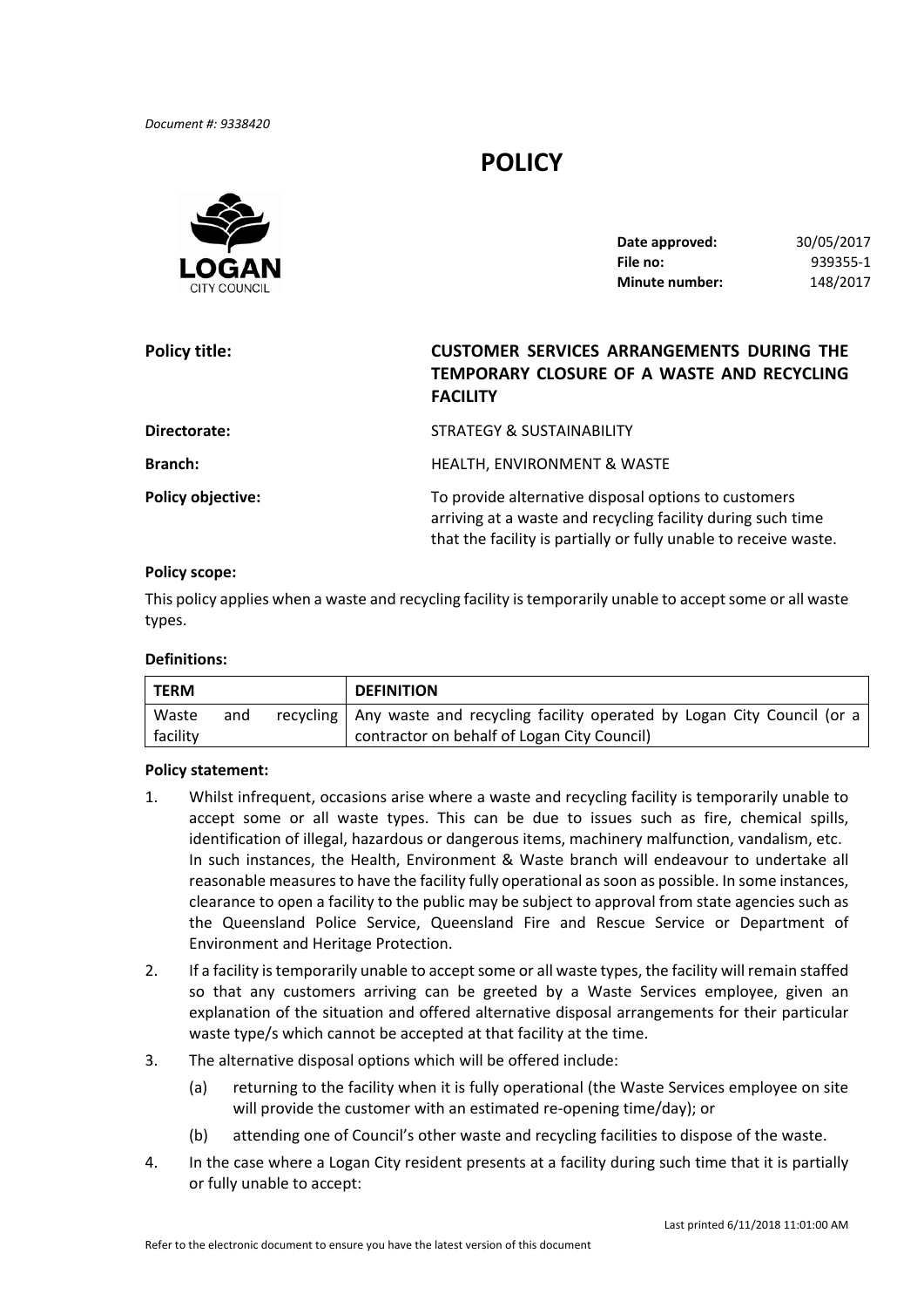*Document #: 9338420*

# POLICY

**Date approved:** 30/05/2017
**File no:** 939355-1
**Minute number:** 148/2017

**Policy title:** **CUSTOMER SERVICES ARRANGEMENTS DURING THE TEMPORARY CLOSURE OF A WASTE AND RECYCLING FACILITY**

**Directorate:** STRATEGY & SUSTAINABILITY

**Branch:** HEALTH, ENVIRONMENT & WASTE

**Policy objective:** To provide alternative disposal options to customers arriving at a waste and recycling facility during such time that the facility is partially or fully unable to receive waste.

**Policy scope:**

This policy applies when a waste and recycling facility is temporarily unable to accept some or all waste types.

**Definitions:**

| TERM | DEFINITION |
|---|---|
| Waste and recycling facility | Any waste and recycling facility operated by Logan City Council (or a contractor on behalf of Logan City Council) |

**Policy statement:**

1. Whilst infrequent, occasions arise where a waste and recycling facility is temporarily unable to accept some or all waste types. This can be due to issues such as fire, chemical spills, identification of illegal, hazardous or dangerous items, machinery malfunction, vandalism, etc. In such instances, the Health, Environment & Waste branch will endeavour to undertake all reasonable measures to have the facility fully operational as soon as possible. In some instances, clearance to open a facility to the public may be subject to approval from state agencies such as the Queensland Police Service, Queensland Fire and Rescue Service or Department of Environment and Heritage Protection.
2. If a facility is temporarily unable to accept some or all waste types, the facility will remain staffed so that any customers arriving can be greeted by a Waste Services employee, given an explanation of the situation and offered alternative disposal arrangements for their particular waste type/s which cannot be accepted at that facility at the time.
3. The alternative disposal options which will be offered include:
   (a) returning to the facility when it is fully operational (the Waste Services employee on site will provide the customer with an estimated re-opening time/day); or
   (b) attending one of Council's other waste and recycling facilities to dispose of the waste.
4. In the case where a Logan City resident presents at a facility during such time that it is partially or fully unable to accept: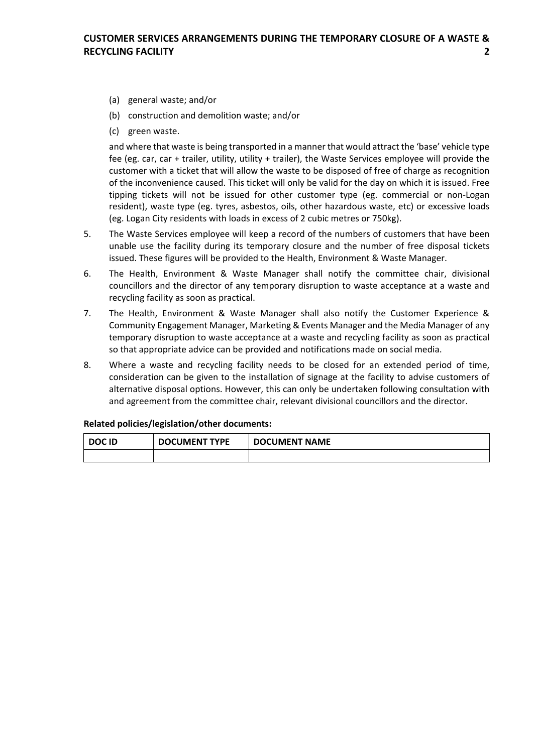(a) general waste; and/or

(b) construction and demolition waste; and/or

(c) green waste.

and where that waste is being transported in a manner that would attract the 'base' vehicle type fee (eg. car, car + trailer, utility, utility + trailer), the Waste Services employee will provide the customer with a ticket that will allow the waste to be disposed of free of charge as recognition of the inconvenience caused. This ticket will only be valid for the day on which it is issued. Free tipping tickets will not be issued for other customer type (eg. commercial or non-Logan resident), waste type (eg. tyres, asbestos, oils, other hazardous waste, etc) or excessive loads (eg. Logan City residents with loads in excess of 2 cubic metres or 750kg).

5. The Waste Services employee will keep a record of the numbers of customers that have been unable use the facility during its temporary closure and the number of free disposal tickets issued. These figures will be provided to the Health, Environment & Waste Manager.

6. The Health, Environment & Waste Manager shall notify the committee chair, divisional councillors and the director of any temporary disruption to waste acceptance at a waste and recycling facility as soon as practical.

7. The Health, Environment & Waste Manager shall also notify the Customer Experience & Community Engagement Manager, Marketing & Events Manager and the Media Manager of any temporary disruption to waste acceptance at a waste and recycling facility as soon as practical so that appropriate advice can be provided and notifications made on social media.

8. Where a waste and recycling facility needs to be closed for an extended period of time, consideration can be given to the installation of signage at the facility to advise customers of alternative disposal options. However, this can only be undertaken following consultation with and agreement from the committee chair, relevant divisional councillors and the director.

**Related policies/legislation/other documents:**

| DOC ID | DOCUMENT TYPE | DOCUMENT NAME |
|---|---|---|
| | | |